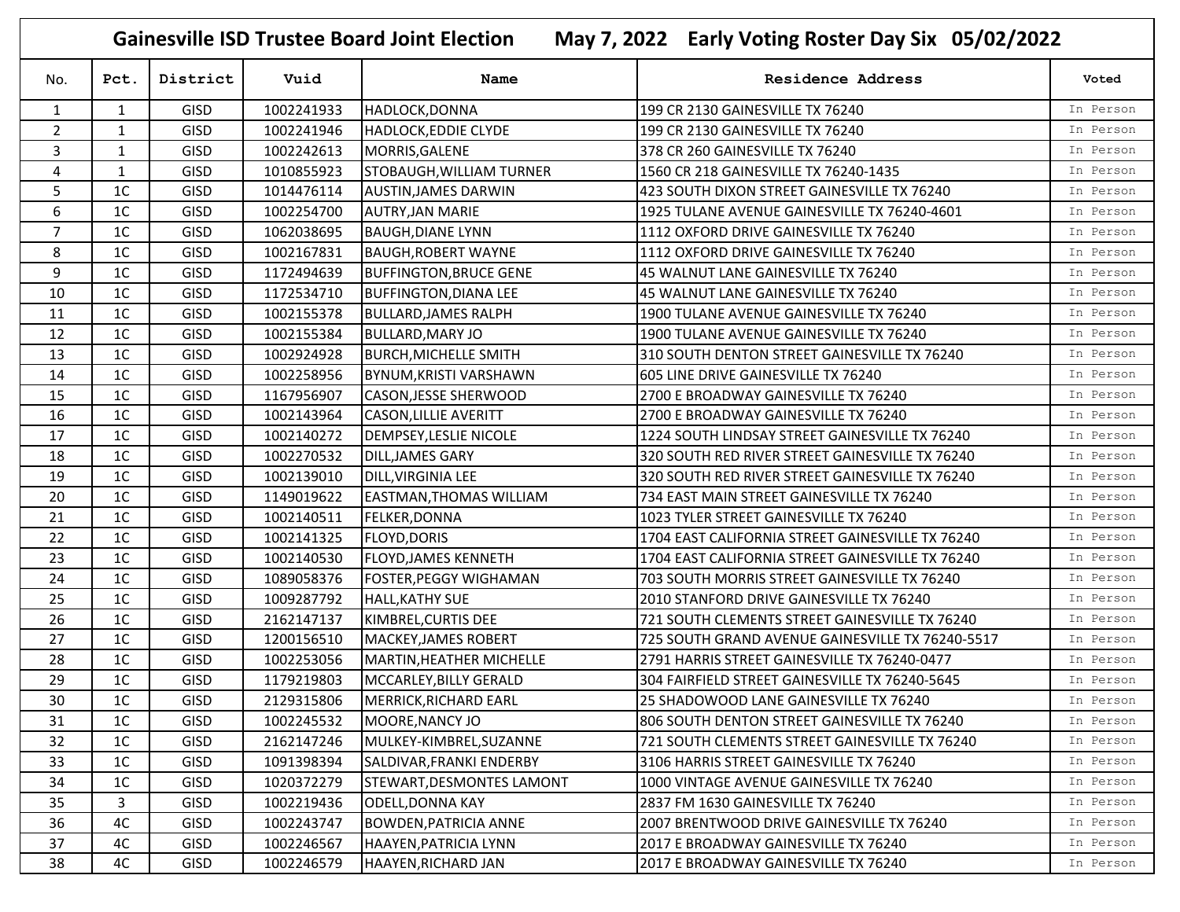# Gainesville ISD Trustee Board Joint Election May 7, 2022 Early Voting Roster Day Six 05/02/2022

| No. | Pct. | District | Vuid | Name | Residence Address | Voted |
|---|---|---|---|---|---|---|
| 1 | 1 | GISD | 1002241933 | HADLOCK,DONNA | 199 CR 2130 GAINESVILLE TX 76240 | In Person |
| 2 | 1 | GISD | 1002241946 | HADLOCK,EDDIE CLYDE | 199 CR 2130 GAINESVILLE TX 76240 | In Person |
| 3 | 1 | GISD | 1002242613 | MORRIS,GALENE | 378 CR 260 GAINESVILLE TX 76240 | In Person |
| 4 | 1 | GISD | 1010855923 | STOBAUGH,WILLIAM TURNER | 1560 CR 218 GAINESVILLE TX 76240-1435 | In Person |
| 5 | 1C | GISD | 1014476114 | AUSTIN,JAMES DARWIN | 423 SOUTH DIXON STREET GAINESVILLE TX 76240 | In Person |
| 6 | 1C | GISD | 1002254700 | AUTRY,JAN MARIE | 1925 TULANE AVENUE GAINESVILLE TX 76240-4601 | In Person |
| 7 | 1C | GISD | 1062038695 | BAUGH,DIANE LYNN | 1112 OXFORD DRIVE GAINESVILLE TX 76240 | In Person |
| 8 | 1C | GISD | 1002167831 | BAUGH,ROBERT WAYNE | 1112 OXFORD DRIVE GAINESVILLE TX 76240 | In Person |
| 9 | 1C | GISD | 1172494639 | BUFFINGTON,BRUCE GENE | 45 WALNUT LANE GAINESVILLE TX 76240 | In Person |
| 10 | 1C | GISD | 1172534710 | BUFFINGTON,DIANA LEE | 45 WALNUT LANE GAINESVILLE TX 76240 | In Person |
| 11 | 1C | GISD | 1002155378 | BULLARD,JAMES RALPH | 1900 TULANE AVENUE GAINESVILLE TX 76240 | In Person |
| 12 | 1C | GISD | 1002155384 | BULLARD,MARY JO | 1900 TULANE AVENUE GAINESVILLE TX 76240 | In Person |
| 13 | 1C | GISD | 1002924928 | BURCH,MICHELLE SMITH | 310 SOUTH DENTON STREET GAINESVILLE TX 76240 | In Person |
| 14 | 1C | GISD | 1002258956 | BYNUM,KRISTI VARSHAWN | 605 LINE DRIVE GAINESVILLE TX 76240 | In Person |
| 15 | 1C | GISD | 1167956907 | CASON,JESSE SHERWOOD | 2700 E BROADWAY GAINESVILLE TX 76240 | In Person |
| 16 | 1C | GISD | 1002143964 | CASON,LILLIE AVERITT | 2700 E BROADWAY GAINESVILLE TX 76240 | In Person |
| 17 | 1C | GISD | 1002140272 | DEMPSEY,LESLIE NICOLE | 1224 SOUTH LINDSAY STREET GAINESVILLE TX 76240 | In Person |
| 18 | 1C | GISD | 1002270532 | DILL,JAMES GARY | 320 SOUTH RED RIVER STREET GAINESVILLE TX 76240 | In Person |
| 19 | 1C | GISD | 1002139010 | DILL,VIRGINIA LEE | 320 SOUTH RED RIVER STREET GAINESVILLE TX 76240 | In Person |
| 20 | 1C | GISD | 1149019622 | EASTMAN,THOMAS WILLIAM | 734 EAST MAIN STREET GAINESVILLE TX 76240 | In Person |
| 21 | 1C | GISD | 1002140511 | FELKER,DONNA | 1023 TYLER STREET GAINESVILLE TX 76240 | In Person |
| 22 | 1C | GISD | 1002141325 | FLOYD,DORIS | 1704 EAST CALIFORNIA STREET GAINESVILLE TX 76240 | In Person |
| 23 | 1C | GISD | 1002140530 | FLOYD,JAMES KENNETH | 1704 EAST CALIFORNIA STREET GAINESVILLE TX 76240 | In Person |
| 24 | 1C | GISD | 1089058376 | FOSTER,PEGGY WIGHAMAN | 703 SOUTH MORRIS STREET GAINESVILLE TX 76240 | In Person |
| 25 | 1C | GISD | 1009287792 | HALL,KATHY SUE | 2010 STANFORD DRIVE GAINESVILLE TX 76240 | In Person |
| 26 | 1C | GISD | 2162147137 | KIMBREL,CURTIS DEE | 721 SOUTH CLEMENTS STREET GAINESVILLE TX 76240 | In Person |
| 27 | 1C | GISD | 1200156510 | MACKEY,JAMES ROBERT | 725 SOUTH GRAND AVENUE GAINESVILLE TX 76240-5517 | In Person |
| 28 | 1C | GISD | 1002253056 | MARTIN,HEATHER MICHELLE | 2791 HARRIS STREET GAINESVILLE TX 76240-0477 | In Person |
| 29 | 1C | GISD | 1179219803 | MCCARLEY,BILLY GERALD | 304 FAIRFIELD STREET GAINESVILLE TX 76240-5645 | In Person |
| 30 | 1C | GISD | 2129315806 | MERRICK,RICHARD EARL | 25 SHADOWOOD LANE GAINESVILLE TX 76240 | In Person |
| 31 | 1C | GISD | 1002245532 | MOORE,NANCY JO | 806 SOUTH DENTON STREET GAINESVILLE TX 76240 | In Person |
| 32 | 1C | GISD | 2162147246 | MULKEY-KIMBREL,SUZANNE | 721 SOUTH CLEMENTS STREET GAINESVILLE TX 76240 | In Person |
| 33 | 1C | GISD | 1091398394 | SALDIVAR,FRANKI ENDERBY | 3106 HARRIS STREET GAINESVILLE TX 76240 | In Person |
| 34 | 1C | GISD | 1020372279 | STEWART,DESMONTES LAMONT | 1000 VINTAGE AVENUE GAINESVILLE TX 76240 | In Person |
| 35 | 3 | GISD | 1002219436 | ODELL,DONNA KAY | 2837 FM 1630 GAINESVILLE TX 76240 | In Person |
| 36 | 4C | GISD | 1002243747 | BOWDEN,PATRICIA ANNE | 2007 BRENTWOOD DRIVE GAINESVILLE TX 76240 | In Person |
| 37 | 4C | GISD | 1002246567 | HAAYEN,PATRICIA LYNN | 2017 E BROADWAY GAINESVILLE TX 76240 | In Person |
| 38 | 4C | GISD | 1002246579 | HAAYEN,RICHARD JAN | 2017 E BROADWAY GAINESVILLE TX 76240 | In Person |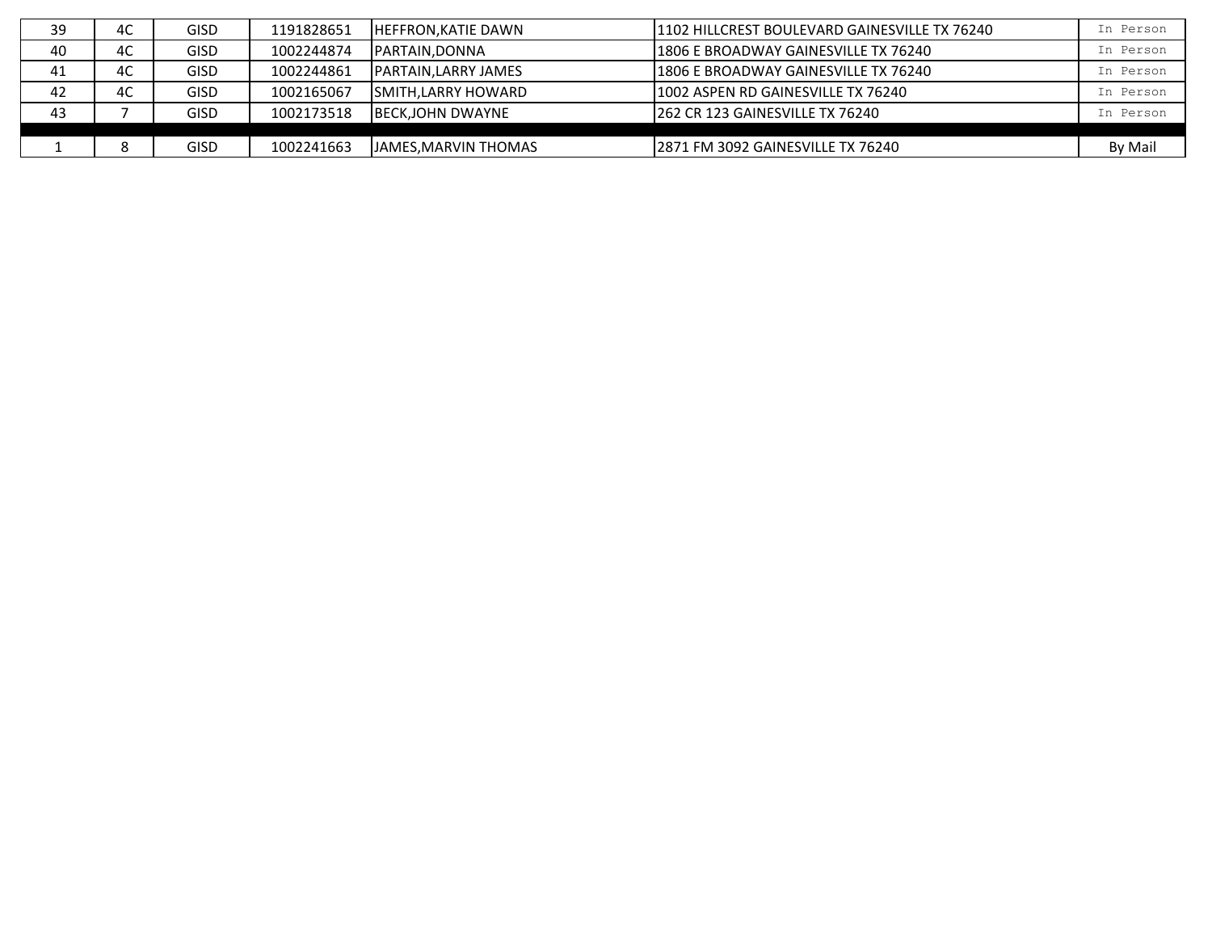| | | | | | | |
|---|---|---|---|---|---|---|
| 39 | 4C | GISD | 1191828651 | HEFFRON,KATIE DAWN | 1102 HILLCREST BOULEVARD GAINESVILLE TX 76240 | In Person |
| 40 | 4C | GISD | 1002244874 | PARTAIN,DONNA | 1806 E BROADWAY GAINESVILLE TX 76240 | In Person |
| 41 | 4C | GISD | 1002244861 | PARTAIN,LARRY JAMES | 1806 E BROADWAY GAINESVILLE TX 76240 | In Person |
| 42 | 4C | GISD | 1002165067 | SMITH,LARRY HOWARD | 1002 ASPEN RD GAINESVILLE TX 76240 | In Person |
| 43 | 7 | GISD | 1002173518 | BECK,JOHN DWAYNE | 262 CR 123 GAINESVILLE TX 76240 | In Person |
| | | | | | | |
| 1 | 8 | GISD | 1002241663 | JAMES,MARVIN THOMAS | 2871 FM 3092 GAINESVILLE TX 76240 | By Mail |